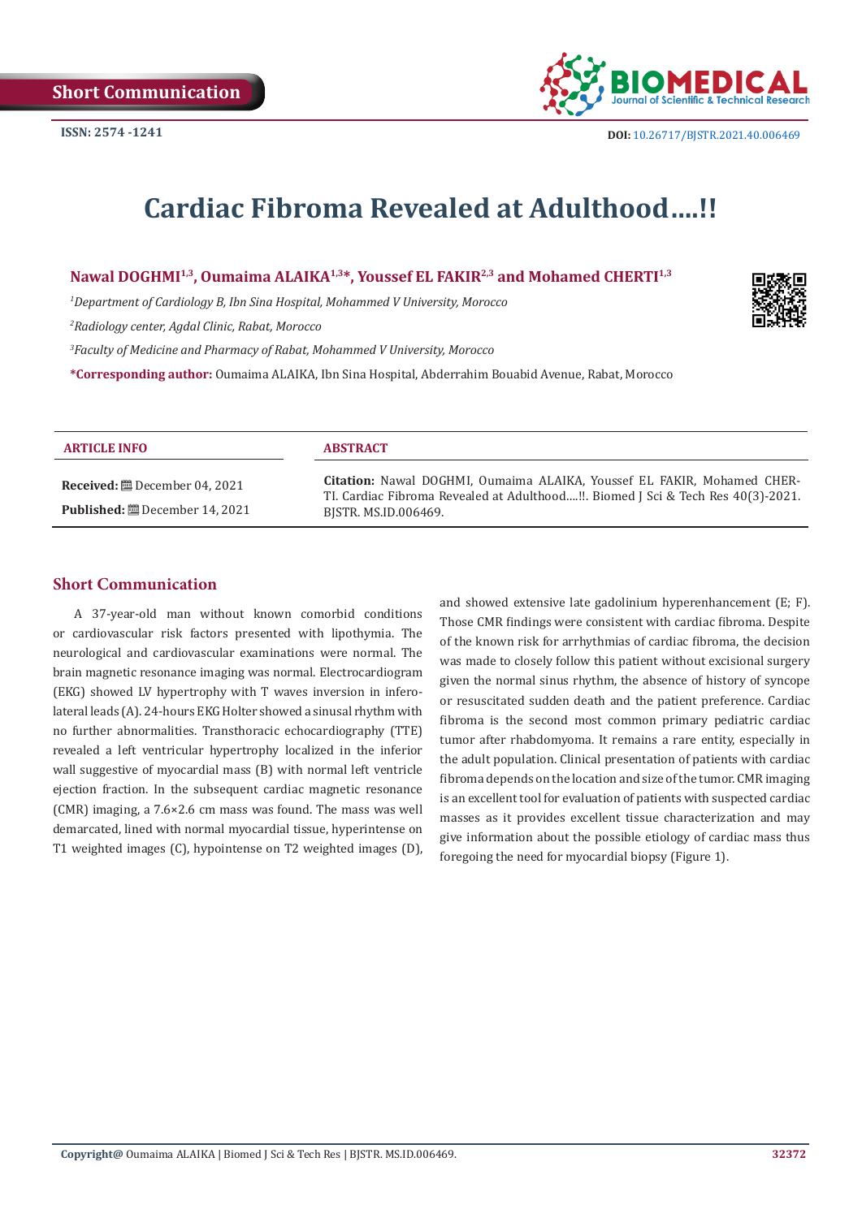Short Communication

ISSN: 2574 -1241

DOI: 10.26717/BJSTR.2021.40.006469

# Cardiac Fibroma Revealed at Adulthood....!!

**Nawal DOGHMI[1,3], Oumaima ALAIKA[1,3]*, Youssef EL FAKIR[2,3] and Mohamed CHERTI[1,3]**

[1]*Department of Cardiology B, Ibn Sina Hospital, Mohammed V University, Morocco*

[2]*Radiology center, Agdal Clinic, Rabat, Morocco*

[3]*Faculty of Medicine and Pharmacy of Rabat, Mohammed V University, Morocco*

**\*Corresponding author:** Oumaima ALAIKA, Ibn Sina Hospital, Abderrahim Bouabid Avenue, Rabat, Morocco

**ARTICLE INFO**

**Received:** December 04, 2021

**Published:** December 14, 2021

**ABSTRACT**

**Citation:** Nawal DOGHMI, Oumaima ALAIKA, Youssef EL FAKIR, Mohamed CHERTI. Cardiac Fibroma Revealed at Adulthood....!!. Biomed J Sci & Tech Res 40(3)-2021. BJSTR. MS.ID.006469.

## Short Communication

A 37-year-old man without known comorbid conditions or cardiovascular risk factors presented with lipothymia. The neurological and cardiovascular examinations were normal. The brain magnetic resonance imaging was normal. Electrocardiogram (EKG) showed LV hypertrophy with T waves inversion in infero-lateral leads (A). 24-hours EKG Holter showed a sinusal rhythm with no further abnormalities. Transthoracic echocardiography (TTE) revealed a left ventricular hypertrophy localized in the inferior wall suggestive of myocardial mass (B) with normal left ventricle ejection fraction. In the subsequent cardiac magnetic resonance (CMR) imaging, a 7.6×2.6 cm mass was found. The mass was well demarcated, lined with normal myocardial tissue, hyperintense on T1 weighted images (C), hypointense on T2 weighted images (D), and showed extensive late gadolinium hyperenhancement (E; F). Those CMR findings were consistent with cardiac fibroma. Despite of the known risk for arrhythmias of cardiac fibroma, the decision was made to closely follow this patient without excisional surgery given the normal sinus rhythm, the absence of history of syncope or resuscitated sudden death and the patient preference. Cardiac fibroma is the second most common primary pediatric cardiac tumor after rhabdomyoma. It remains a rare entity, especially in the adult population. Clinical presentation of patients with cardiac fibroma depends on the location and size of the tumor. CMR imaging is an excellent tool for evaluation of patients with suspected cardiac masses as it provides excellent tissue characterization and may give information about the possible etiology of cardiac mass thus foregoing the need for myocardial biopsy (Figure 1).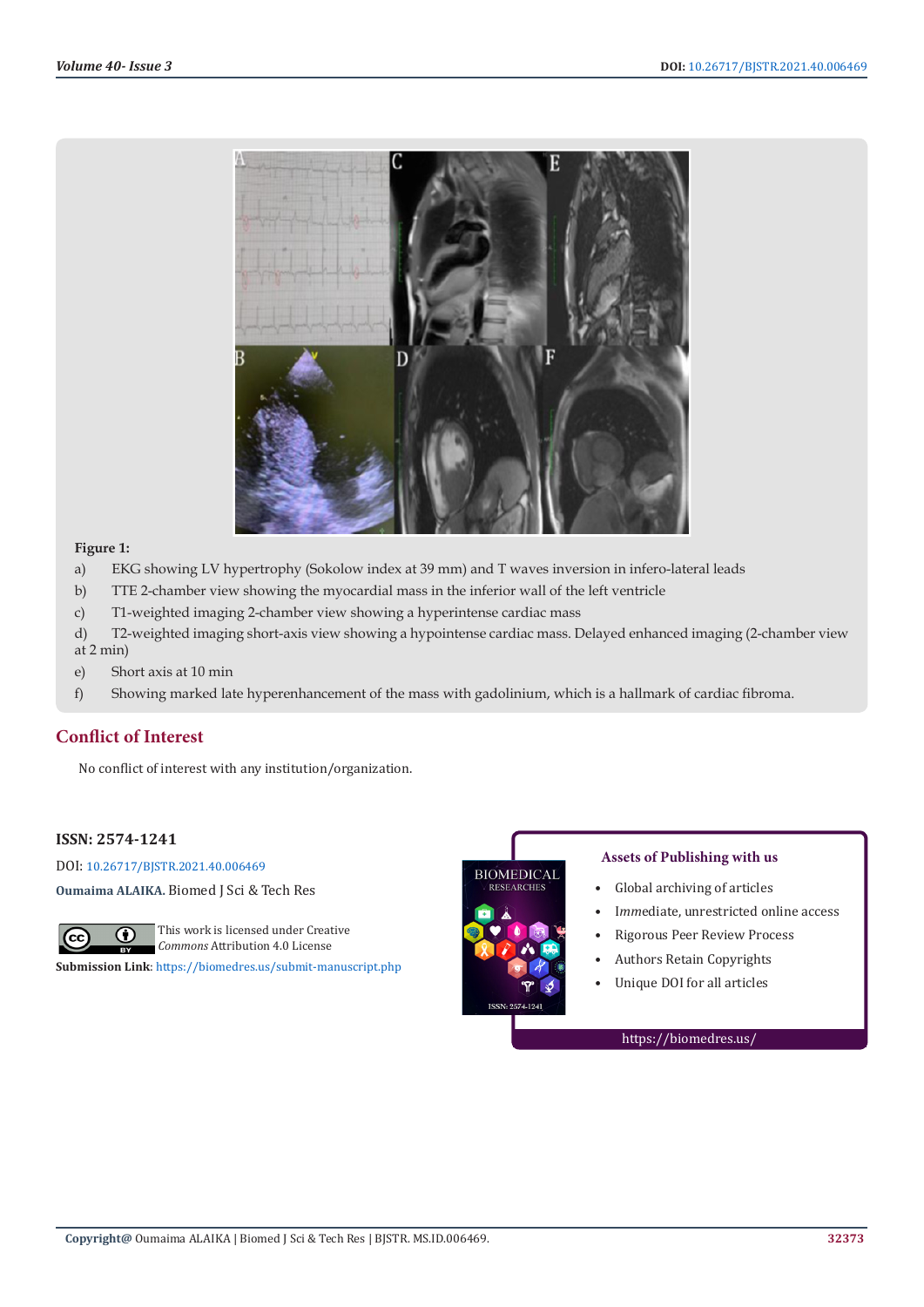**Figure 1:**

a) EKG showing LV hypertrophy (Sokolow index at 39 mm) and T waves inversion in infero-lateral leads

b) TTE 2-chamber view showing the myocardial mass in the inferior wall of the left ventricle

c) T1-weighted imaging 2-chamber view showing a hyperintense cardiac mass

d) T2-weighted imaging short-axis view showing a hypointense cardiac mass. Delayed enhanced imaging (2-chamber view at 2 min)

e) Short axis at 10 min

f) Showing marked late hyperenhancement of the mass with gadolinium, which is a hallmark of cardiac fibroma.

## Conflict of Interest

No conflict of interest with any institution/organization.

**ISSN: 2574-1241**

DOI: 10.26717/BJSTR.2021.40.006469

**Oumaima ALAIKA.** Biomed J Sci & Tech Res

This work is licensed under Creative *Commons* Attribution 4.0 License

**Submission Link**: https://biomedres.us/submit-manuscript.php

**Assets of Publishing with us**

- Global archiving of articles
- Immediate, unrestricted online access
- Rigorous Peer Review Process
- Authors Retain Copyrights
- Unique DOI for all articles

https://biomedres.us/